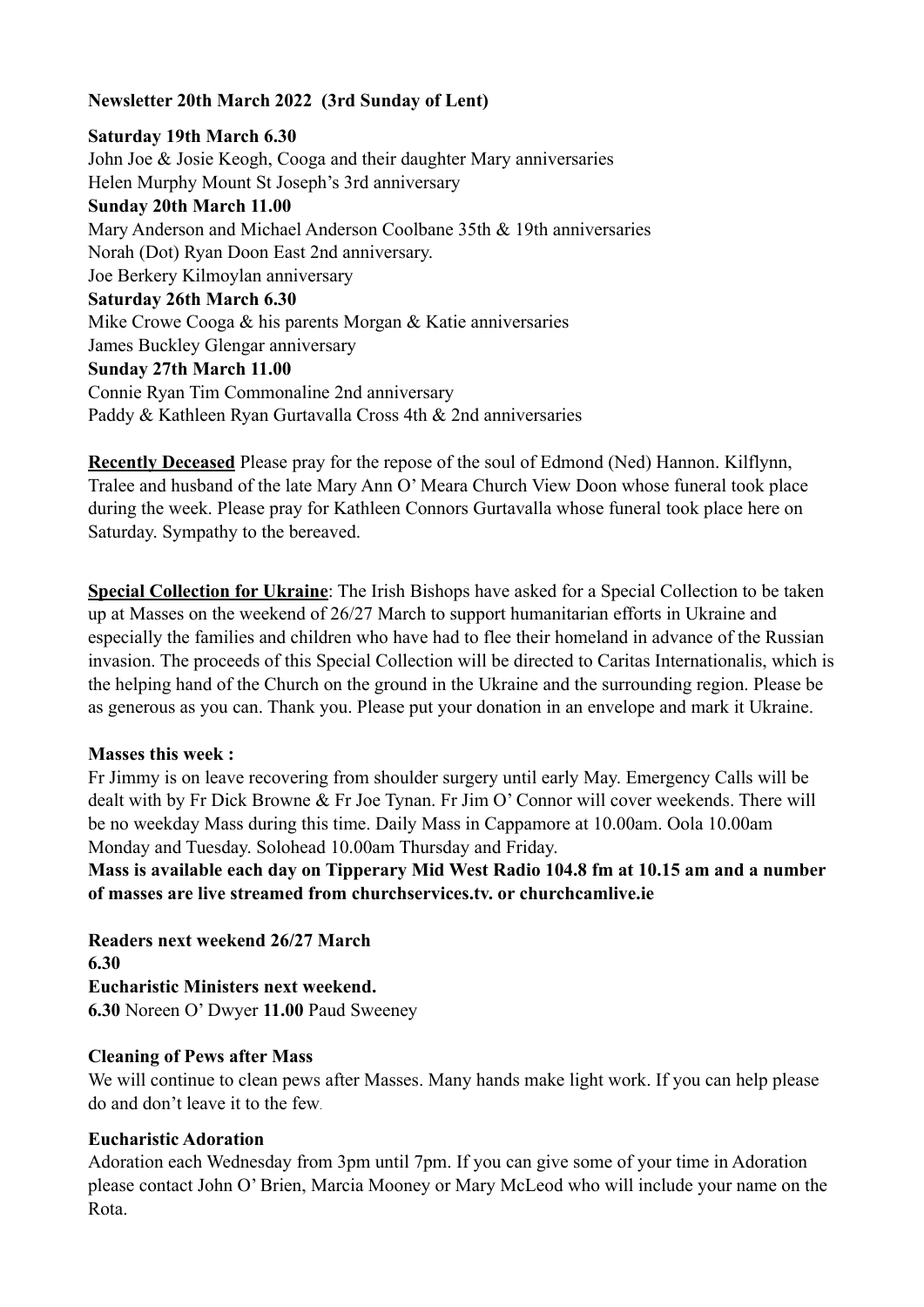**Newsletter 20th March 2022 (3rd Sunday of Lent)**

**Saturday 19th March 6.30**
John Joe & Josie Keogh, Cooga and their daughter Mary anniversaries
Helen Murphy Mount St Joseph's 3rd anniversary
**Sunday 20th March 11.00**
Mary Anderson and Michael Anderson Coolbane 35th & 19th anniversaries
Norah (Dot) Ryan Doon East 2nd anniversary.
Joe Berkery Kilmoylan anniversary
**Saturday 26th March 6.30**
Mike Crowe Cooga & his parents Morgan & Katie anniversaries
James Buckley Glengar anniversary
**Sunday 27th March 11.00**
Connie Ryan Tim Commonaline 2nd anniversary
Paddy & Kathleen Ryan Gurtavalla Cross 4th & 2nd anniversaries

**Recently Deceased** Please pray for the repose of the soul of Edmond (Ned) Hannon. Kilflynn, Tralee and husband of the late Mary Ann O' Meara Church View Doon whose funeral took place during the week. Please pray for Kathleen Connors Gurtavalla whose funeral took place here on Saturday. Sympathy to the bereaved.

**Special Collection for Ukraine**: The Irish Bishops have asked for a Special Collection to be taken up at Masses on the weekend of 26/27 March to support humanitarian efforts in Ukraine and especially the families and children who have had to flee their homeland in advance of the Russian invasion. The proceeds of this Special Collection will be directed to Caritas Internationalis, which is the helping hand of the Church on the ground in the Ukraine and the surrounding region. Please be as generous as you can. Thank you. Please put your donation in an envelope and mark it Ukraine.

**Masses this week :**
Fr Jimmy is on leave recovering from shoulder surgery until early May. Emergency Calls will be dealt with by Fr Dick Browne & Fr Joe Tynan. Fr Jim O' Connor will cover weekends. There will be no weekday Mass during this time. Daily Mass in Cappamore at 10.00am. Oola 10.00am Monday and Tuesday. Solohead 10.00am Thursday and Friday.
**Mass is available each day on Tipperary Mid West Radio 104.8 fm at 10.15 am and a number of masses are live streamed from churchservices.tv. or churchcamlive.ie**

**Readers next weekend 26/27 March**
**6.30**
**Eucharistic Ministers next weekend.**
**6.30** Noreen O' Dwyer **11.00** Paud Sweeney

**Cleaning of Pews after Mass**
We will continue to clean pews after Masses. Many hands make light work. If you can help please do and don't leave it to the few.

**Eucharistic Adoration**
Adoration each Wednesday from 3pm until 7pm. If you can give some of your time in Adoration please contact John O' Brien, Marcia Mooney or Mary McLeod who will include your name on the Rota.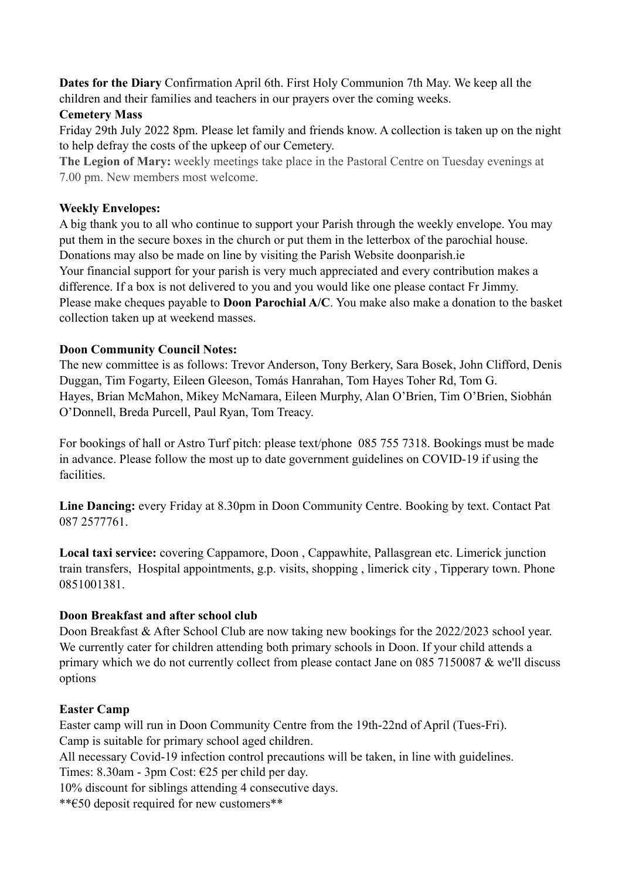**Dates for the Diary** Confirmation April 6th. First Holy Communion 7th May. We keep all the children and their families and teachers in our prayers over the coming weeks.

**Cemetery Mass**

Friday 29th July 2022 8pm. Please let family and friends know. A collection is taken up on the night to help defray the costs of the upkeep of our Cemetery.

**The Legion of Mary:** weekly meetings take place in the Pastoral Centre on Tuesday evenings at 7.00 pm. New members most welcome.

**Weekly Envelopes:**

A big thank you to all who continue to support your Parish through the weekly envelope. You may put them in the secure boxes in the church or put them in the letterbox of the parochial house. Donations may also be made on line by visiting the Parish Website doonparish.ie

Your financial support for your parish is very much appreciated and every contribution makes a difference. If a box is not delivered to you and you would like one please contact Fr Jimmy.

Please make cheques payable to **Doon Parochial A/C**. You make also make a donation to the basket collection taken up at weekend masses.

**Doon Community Council Notes:**

The new committee is as follows: Trevor Anderson, Tony Berkery, Sara Bosek, John Clifford, Denis Duggan, Tim Fogarty, Eileen Gleeson, Tomás Hanrahan, Tom Hayes Toher Rd, Tom G. Hayes, Brian McMahon, Mikey McNamara, Eileen Murphy, Alan O'Brien, Tim O'Brien, Siobhán O'Donnell, Breda Purcell, Paul Ryan, Tom Treacy.

For bookings of hall or Astro Turf pitch: please text/phone 085 755 7318. Bookings must be made in advance. Please follow the most up to date government guidelines on COVID-19 if using the facilities.

**Line Dancing:** every Friday at 8.30pm in Doon Community Centre. Booking by text. Contact Pat 087 2577761.

**Local taxi service:** covering Cappamore, Doon , Cappawhite, Pallasgrean etc. Limerick junction train transfers, Hospital appointments, g.p. visits, shopping , limerick city , Tipperary town. Phone 0851001381.

**Doon Breakfast and after school club**

Doon Breakfast & After School Club are now taking new bookings for the 2022/2023 school year. We currently cater for children attending both primary schools in Doon. If your child attends a primary which we do not currently collect from please contact Jane on 085 7150087 & we'll discuss options

**Easter Camp**

Easter camp will run in Doon Community Centre from the 19th-22nd of April (Tues-Fri).

Camp is suitable for primary school aged children.

All necessary Covid-19 infection control precautions will be taken, in line with guidelines.

Times: 8.30am - 3pm Cost: €25 per child per day.

10% discount for siblings attending 4 consecutive days.

**€50 deposit required for new customers**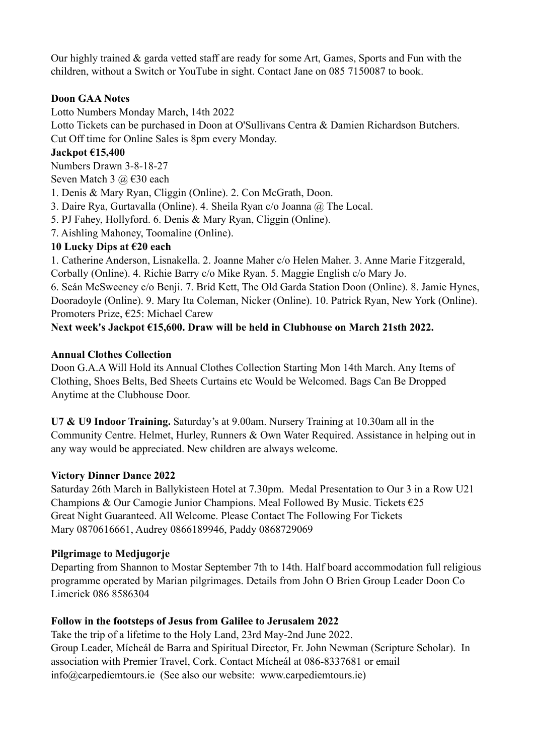Our highly trained & garda vetted staff are ready for some Art, Games, Sports and Fun with the children, without a Switch or YouTube in sight. Contact Jane on 085 7150087 to book.

**Doon GAA Notes**

Lotto Numbers Monday March, 14th 2022

Lotto Tickets can be purchased in Doon at O'Sullivans Centra & Damien Richardson Butchers.

Cut Off time for Online Sales is 8pm every Monday.

**Jackpot €15,400**

Numbers Drawn 3-8-18-27

Seven Match 3 @ €30 each

1. Denis & Mary Ryan, Cliggin (Online). 2. Con McGrath, Doon.
3. Daire Rya, Gurtavalla (Online). 4. Sheila Ryan c/o Joanna @ The Local.
5. PJ Fahey, Hollyford. 6. Denis & Mary Ryan, Cliggin (Online).
7. Aishling Mahoney, Toomaline (Online).

**10 Lucky Dips at €20 each**

1. Catherine Anderson, Lisnakella. 2. Joanne Maher c/o Helen Maher. 3. Anne Marie Fitzgerald, Corbally (Online). 4. Richie Barry c/o Mike Ryan. 5. Maggie English c/o Mary Jo.
6. Seán McSweeney c/o Benji. 7. Bríd Kett, The Old Garda Station Doon (Online). 8. Jamie Hynes, Dooradoyle (Online). 9. Mary Ita Coleman, Nicker (Online). 10. Patrick Ryan, New York (Online).

Promoters Prize, €25: Michael Carew

**Next week's Jackpot €15,600. Draw will be held in Clubhouse on March 21sth 2022.**

**Annual Clothes Collection**

Doon G.A.A Will Hold its Annual Clothes Collection Starting Mon 14th March. Any Items of Clothing, Shoes Belts, Bed Sheets Curtains etc Would be Welcomed. Bags Can Be Dropped Anytime at the Clubhouse Door.

**U7 & U9 Indoor Training.** Saturday's at 9.00am. Nursery Training at 10.30am all in the Community Centre. Helmet, Hurley, Runners & Own Water Required. Assistance in helping out in any way would be appreciated. New children are always welcome.

**Victory Dinner Dance 2022**

Saturday 26th March in Ballykisteen Hotel at 7.30pm. Medal Presentation to Our 3 in a Row U21 Champions & Our Camogie Junior Champions. Meal Followed By Music. Tickets €25
Great Night Guaranteed. All Welcome. Please Contact The Following For Tickets
Mary 0870616661, Audrey 0866189946, Paddy 0868729069

**Pilgrimage to Medjugorje**

Departing from Shannon to Mostar September 7th to 14th. Half board accommodation full religious programme operated by Marian pilgrimages. Details from John O Brien Group Leader Doon Co Limerick 086 8586304

**Follow in the footsteps of Jesus from Galilee to Jerusalem 2022**

Take the trip of a lifetime to the Holy Land, 23rd May-2nd June 2022.
Group Leader, Mícheál de Barra and Spiritual Director, Fr. John Newman (Scripture Scholar). In association with Premier Travel, Cork. Contact Mícheál at 086-8337681 or email info@carpediemtours.ie (See also our website: www.carpediemtours.ie)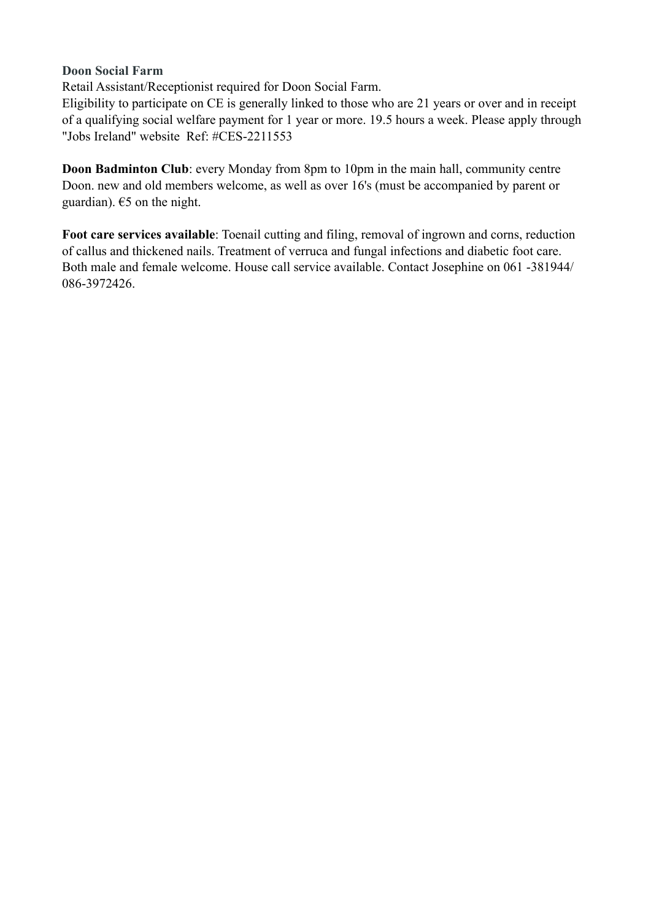**Doon Social Farm**
Retail Assistant/Receptionist required for Doon Social Farm.
Eligibility to participate on CE is generally linked to those who are 21 years or over and in receipt of a qualifying social welfare payment for 1 year or more. 19.5 hours a week. Please apply through "Jobs Ireland" website  Ref: #CES-2211553

**Doon Badminton Club**: every Monday from 8pm to 10pm in the main hall, community centre Doon. new and old members welcome, as well as over 16's (must be accompanied by parent or guardian). €5 on the night.

**Foot care services available**: Toenail cutting and filing, removal of ingrown and corns, reduction of callus and thickened nails. Treatment of verruca and fungal infections and diabetic foot care. Both male and female welcome. House call service available. Contact Josephine on 061 -381944/ 086-3972426.